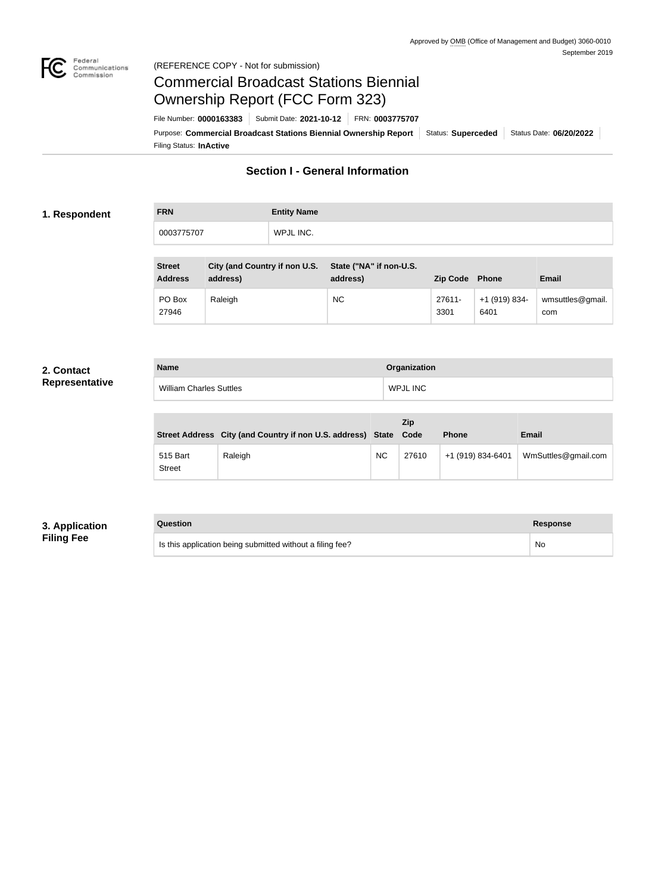Approved by OMB (Office of Management and Budget) 3060-0010
September 2019

(REFERENCE COPY - Not for submission)

# Commercial Broadcast Stations Biennial Ownership Report (FCC Form 323)

File Number: **0000163383** | Submit Date: **2021-10-12** | FRN: **0003775707**

Purpose: **Commercial Broadcast Stations Biennial Ownership Report** | Status: **Superceded** | Status Date: **06/20/2022**

Filing Status: **InActive**

## Section I - General Information

### 1. Respondent

| FRN | Entity Name |
| --- | --- |
| 0003775707 | WPJL INC. |

| Street Address | City (and Country if non U.S. address) | State ("NA" if non-U.S. address) | Zip Code | Phone | Email |
| --- | --- | --- | --- | --- | --- |
| PO Box 27946 | Raleigh | NC | 27611-3301 | +1 (919) 834-6401 | wmsuttles@gmail.com |

### 2. Contact Representative

| Name | Organization |
| --- | --- |
| William Charles Suttles | WPJL INC |

| Street Address | City (and Country if non U.S. address) | State | Zip Code | Phone | Email |
| --- | --- | --- | --- | --- | --- |
| 515 Bart Street | Raleigh | NC | 27610 | +1 (919) 834-6401 | WmSuttles@gmail.com |

### 3. Application Filing Fee

| Question | Response |
| --- | --- |
| Is this application being submitted without a filing fee? | No |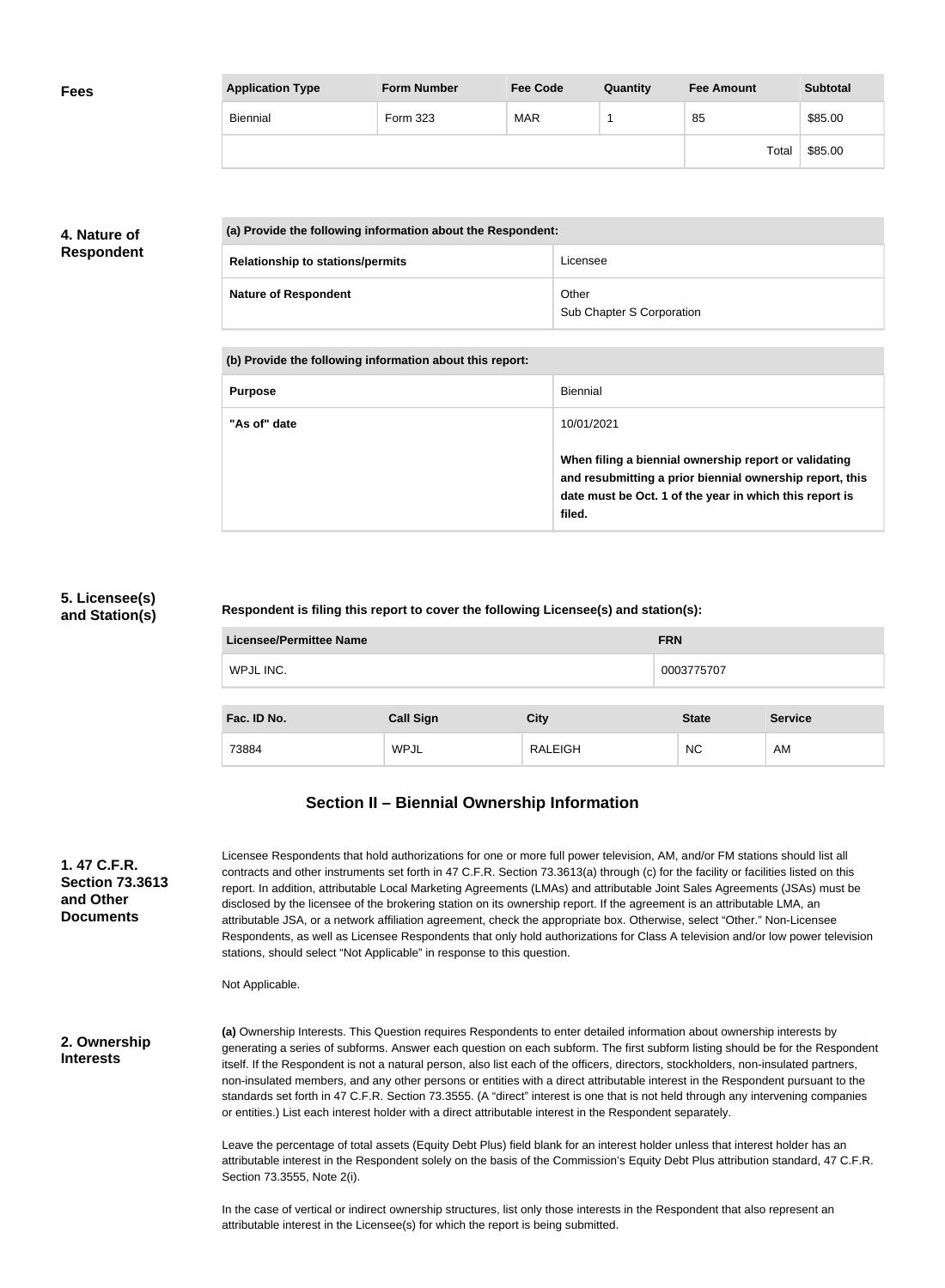**Fees**

| Application Type | Form Number | Fee Code | Quantity | Fee Amount | Subtotal |
|---|---|---|---|---|---|
| Biennial | Form 323 | MAR | 1 | 85 | $85.00 |
| | | | | Total | $85.00 |

**4. Nature of Respondent**

| (a) Provide the following information about the Respondent: | |
|---|---|
| Relationship to stations/permits | Licensee |
| Nature of Respondent | Other<br>Sub Chapter S Corporation |

| (b) Provide the following information about this report: | |
|---|---|
| Purpose | Biennial |
| "As of" date | 10/01/2021<br><br>**When filing a biennial ownership report or validating and resubmitting a prior biennial ownership report, this date must be Oct. 1 of the year in which this report is filed.** |

**5. Licensee(s) and Station(s)**

**Respondent is filing this report to cover the following Licensee(s) and station(s):**

| Licensee/Permittee Name | FRN |
|---|---|
| WPJL INC. | 0003775707 |

| Fac. ID No. | Call Sign | City | State | Service |
|---|---|---|---|---|
| 73884 | WPJL | RALEIGH | NC | AM |

## Section II – Biennial Ownership Information

**1. 47 C.F.R. Section 73.3613 and Other Documents**

Licensee Respondents that hold authorizations for one or more full power television, AM, and/or FM stations should list all contracts and other instruments set forth in 47 C.F.R. Section 73.3613(a) through (c) for the facility or facilities listed on this report. In addition, attributable Local Marketing Agreements (LMAs) and attributable Joint Sales Agreements (JSAs) must be disclosed by the licensee of the brokering station on its ownership report. If the agreement is an attributable LMA, an attributable JSA, or a network affiliation agreement, check the appropriate box. Otherwise, select "Other." Non-Licensee Respondents, as well as Licensee Respondents that only hold authorizations for Class A television and/or low power television stations, should select "Not Applicable" in response to this question.

Not Applicable.

**2. Ownership Interests**

**(a)** Ownership Interests. This Question requires Respondents to enter detailed information about ownership interests by generating a series of subforms. Answer each question on each subform. The first subform listing should be for the Respondent itself. If the Respondent is not a natural person, also list each of the officers, directors, stockholders, non-insulated partners, non-insulated members, and any other persons or entities with a direct attributable interest in the Respondent pursuant to the standards set forth in 47 C.F.R. Section 73.3555. (A "direct" interest is one that is not held through any intervening companies or entities.) List each interest holder with a direct attributable interest in the Respondent separately.

Leave the percentage of total assets (Equity Debt Plus) field blank for an interest holder unless that interest holder has an attributable interest in the Respondent solely on the basis of the Commission's Equity Debt Plus attribution standard, 47 C.F.R. Section 73.3555, Note 2(i).

In the case of vertical or indirect ownership structures, list only those interests in the Respondent that also represent an attributable interest in the Licensee(s) for which the report is being submitted.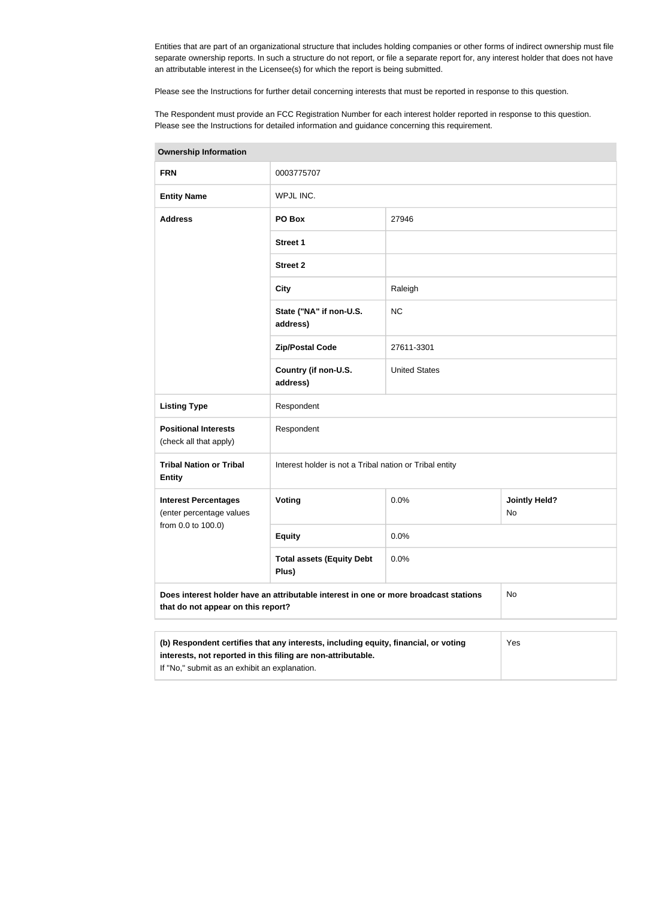Entities that are part of an organizational structure that includes holding companies or other forms of indirect ownership must file separate ownership reports. In such a structure do not report, or file a separate report for, any interest holder that does not have an attributable interest in the Licensee(s) for which the report is being submitted.

Please see the Instructions for further detail concerning interests that must be reported in response to this question.

The Respondent must provide an FCC Registration Number for each interest holder reported in response to this question. Please see the Instructions for detailed information and guidance concerning this requirement.

| **Ownership Information** | | | |
|---|---|---|---|
| **FRN** | 0003775707 | | |
| **Entity Name** | WPJL INC. | | |
| **Address** | **PO Box** | 27946 | |
| | **Street 1** | | |
| | **Street 2** | | |
| | **City** | Raleigh | |
| | **State ("NA" if non-U.S. address)** | NC | |
| | **Zip/Postal Code** | 27611-3301 | |
| | **Country (if non-U.S. address)** | United States | |
| **Listing Type** | Respondent | | |
| **Positional Interests** (check all that apply) | Respondent | | |
| **Tribal Nation or Tribal Entity** | Interest holder is not a Tribal nation or Tribal entity | | |
| **Interest Percentages** (enter percentage values from 0.0 to 100.0) | **Voting** | 0.0% | **Jointly Held?** No |
| | **Equity** | 0.0% | |
| | **Total assets (Equity Debt Plus)** | 0.0% | |
| **Does interest holder have an attributable interest in one or more broadcast stations that do not appear on this report?** | | | No |

| **(b) Respondent certifies that any interests, including equity, financial, or voting interests, not reported in this filing are non-attributable.** If "No," submit as an exhibit an explanation. | Yes |
|---|---|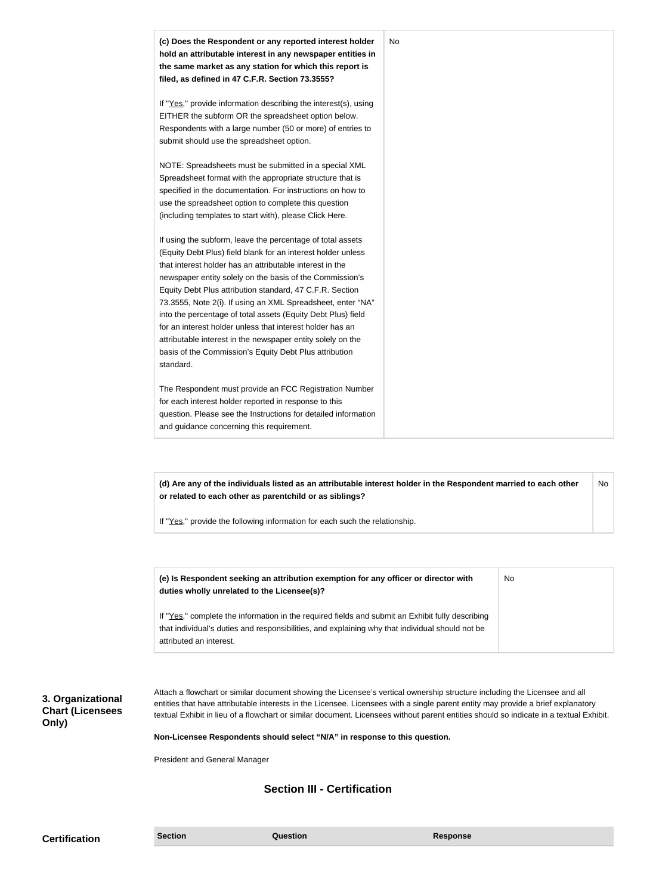| **(c) Does the Respondent or any reported interest holder hold an attributable interest in any newspaper entities in the same market as any station for which this report is filed, as defined in 47 C.F.R. Section 73.3555?**<br><br>If "Yes," provide information describing the interest(s), using EITHER the subform OR the spreadsheet option below. Respondents with a large number (50 or more) of entries to submit should use the spreadsheet option.<br><br>NOTE: Spreadsheets must be submitted in a special XML Spreadsheet format with the appropriate structure that is specified in the documentation. For instructions on how to use the spreadsheet option to complete this question (including templates to start with), please Click Here.<br><br>If using the subform, leave the percentage of total assets (Equity Debt Plus) field blank for an interest holder unless that interest holder has an attributable interest in the newspaper entity solely on the basis of the Commission's Equity Debt Plus attribution standard, 47 C.F.R. Section 73.3555, Note 2(i). If using an XML Spreadsheet, enter "NA" into the percentage of total assets (Equity Debt Plus) field for an interest holder unless that interest holder has an attributable interest in the newspaper entity solely on the basis of the Commission's Equity Debt Plus attribution standard.<br><br>The Respondent must provide an FCC Registration Number for each interest holder reported in response to this question. Please see the Instructions for detailed information and guidance concerning this requirement. | No |
|---|---|

| **(d) Are any of the individuals listed as an attributable interest holder in the Respondent married to each other or related to each other as parentchild or as siblings?**<br><br>If "Yes," provide the following information for each such the relationship. | No |
|---|---|

| **(e) Is Respondent seeking an attribution exemption for any officer or director with duties wholly unrelated to the Licensee(s)?**<br><br>If "Yes," complete the information in the required fields and submit an Exhibit fully describing that individual's duties and responsibilities, and explaining why that individual should not be attributed an interest. | No |
|---|---|

**3. Organizational Chart (Licensees Only)**

Attach a flowchart or similar document showing the Licensee's vertical ownership structure including the Licensee and all entities that have attributable interests in the Licensee. Licensees with a single parent entity may provide a brief explanatory textual Exhibit in lieu of a flowchart or similar document. Licensees without parent entities should so indicate in a textual Exhibit.

**Non-Licensee Respondents should select "N/A" in response to this question.**

President and General Manager

## Section III - Certification

**Certification**

| Section | Question | Response |
|---|---|---|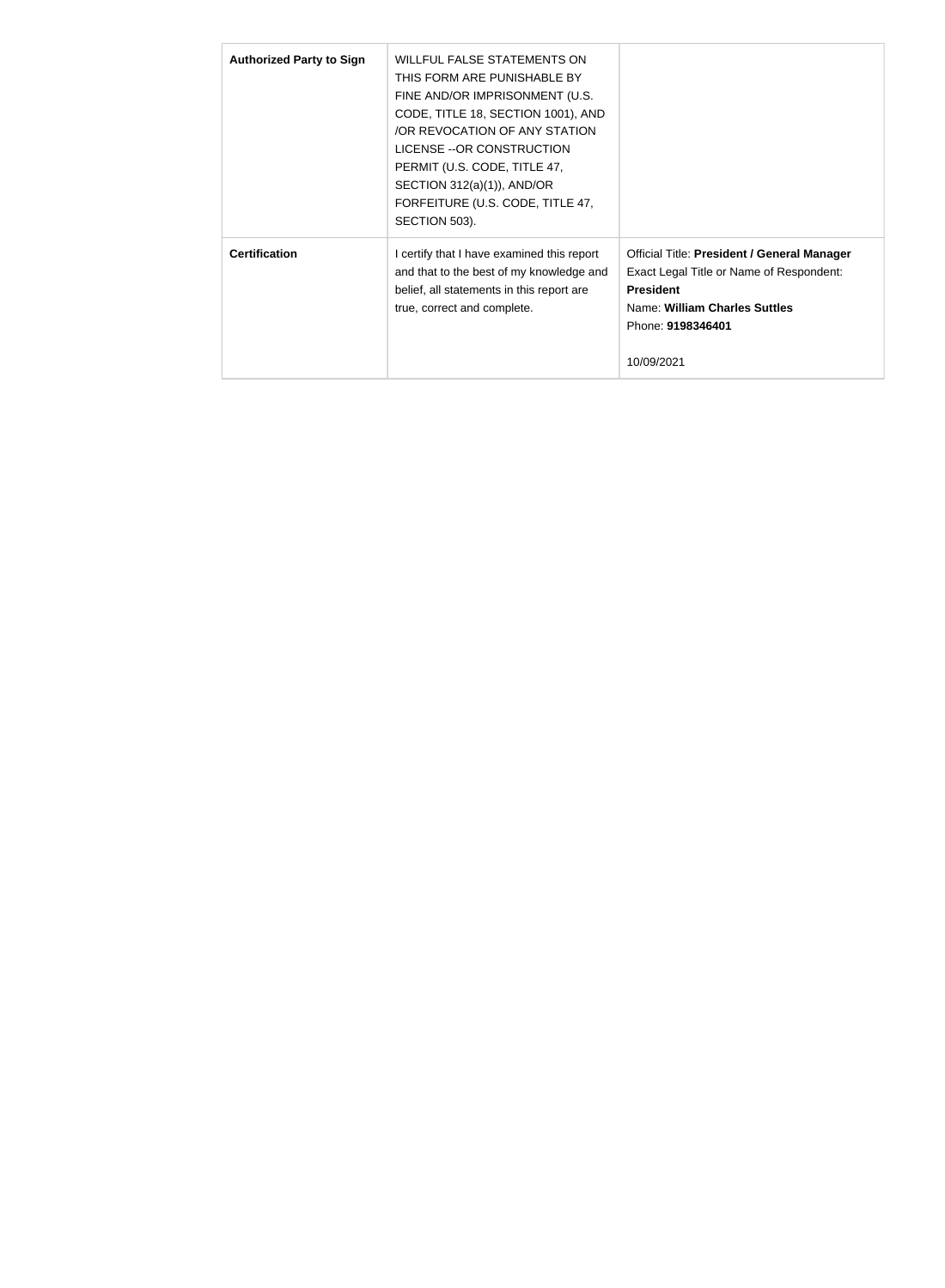| | | |
|---|---|---|
| **Authorized Party to Sign** | WILLFUL FALSE STATEMENTS ON THIS FORM ARE PUNISHABLE BY FINE AND/OR IMPRISONMENT (U.S. CODE, TITLE 18, SECTION 1001), AND /OR REVOCATION OF ANY STATION LICENSE --OR CONSTRUCTION PERMIT (U.S. CODE, TITLE 47, SECTION 312(a)(1)), AND/OR FORFEITURE (U.S. CODE, TITLE 47, SECTION 503). | |
| **Certification** | I certify that I have examined this report and that to the best of my knowledge and belief, all statements in this report are true, correct and complete. | Official Title: **President / General Manager**<br>Exact Legal Title or Name of Respondent: **President**<br>Name: **William Charles Suttles**<br>Phone: **9198346401**<br><br>10/09/2021 |